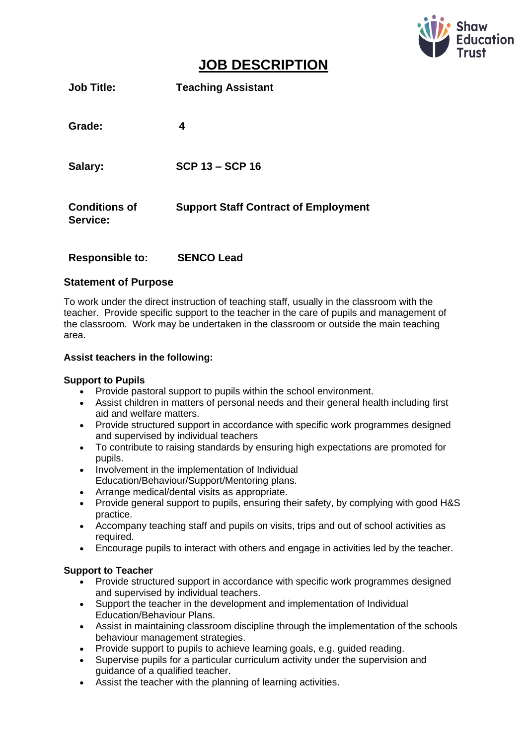Shaw Education Trust

# JOB DESCRIPTION

| | |
|---|---|
| **Job Title:** | **Teaching Assistant** |
| **Grade:** | **4** |
| **Salary:** | **SCP 13 – SCP 16** |
| **Conditions of Service:** | **Support Staff Contract of Employment** |
| **Responsible to:** | **SENCO Lead** |

## Statement of Purpose

To work under the direct instruction of teaching staff, usually in the classroom with the teacher. Provide specific support to the teacher in the care of pupils and management of the classroom. Work may be undertaken in the classroom or outside the main teaching area.

**Assist teachers in the following:**

**Support to Pupils**

- Provide pastoral support to pupils within the school environment.
- Assist children in matters of personal needs and their general health including first aid and welfare matters.
- Provide structured support in accordance with specific work programmes designed and supervised by individual teachers
- To contribute to raising standards by ensuring high expectations are promoted for pupils.
- Involvement in the implementation of Individual Education/Behaviour/Support/Mentoring plans.
- Arrange medical/dental visits as appropriate.
- Provide general support to pupils, ensuring their safety, by complying with good H&S practice.
- Accompany teaching staff and pupils on visits, trips and out of school activities as required.
- Encourage pupils to interact with others and engage in activities led by the teacher.

**Support to Teacher**

- Provide structured support in accordance with specific work programmes designed and supervised by individual teachers.
- Support the teacher in the development and implementation of Individual Education/Behaviour Plans.
- Assist in maintaining classroom discipline through the implementation of the schools behaviour management strategies.
- Provide support to pupils to achieve learning goals, e.g. guided reading.
- Supervise pupils for a particular curriculum activity under the supervision and guidance of a qualified teacher.
- Assist the teacher with the planning of learning activities.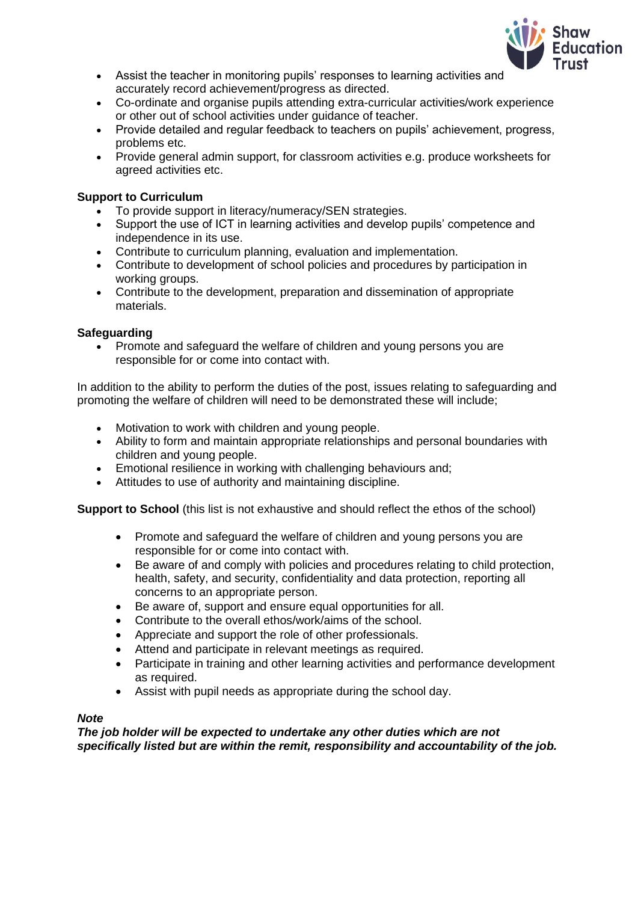- Assist the teacher in monitoring pupils' responses to learning activities and accurately record achievement/progress as directed.
- Co-ordinate and organise pupils attending extra-curricular activities/work experience or other out of school activities under guidance of teacher.
- Provide detailed and regular feedback to teachers on pupils' achievement, progress, problems etc.
- Provide general admin support, for classroom activities e.g. produce worksheets for agreed activities etc.

**Support to Curriculum**

- To provide support in literacy/numeracy/SEN strategies.
- Support the use of ICT in learning activities and develop pupils' competence and independence in its use.
- Contribute to curriculum planning, evaluation and implementation.
- Contribute to development of school policies and procedures by participation in working groups.
- Contribute to the development, preparation and dissemination of appropriate materials.

**Safeguarding**

- Promote and safeguard the welfare of children and young persons you are responsible for or come into contact with.

In addition to the ability to perform the duties of the post, issues relating to safeguarding and promoting the welfare of children will need to be demonstrated these will include;

- Motivation to work with children and young people.
- Ability to form and maintain appropriate relationships and personal boundaries with children and young people.
- Emotional resilience in working with challenging behaviours and;
- Attitudes to use of authority and maintaining discipline.

**Support to School** (this list is not exhaustive and should reflect the ethos of the school)

- Promote and safeguard the welfare of children and young persons you are responsible for or come into contact with.
- Be aware of and comply with policies and procedures relating to child protection, health, safety, and security, confidentiality and data protection, reporting all concerns to an appropriate person.
- Be aware of, support and ensure equal opportunities for all.
- Contribute to the overall ethos/work/aims of the school.
- Appreciate and support the role of other professionals.
- Attend and participate in relevant meetings as required.
- Participate in training and other learning activities and performance development as required.
- Assist with pupil needs as appropriate during the school day.

***Note***
***The job holder will be expected to undertake any other duties which are not specifically listed but are within the remit, responsibility and accountability of the job.***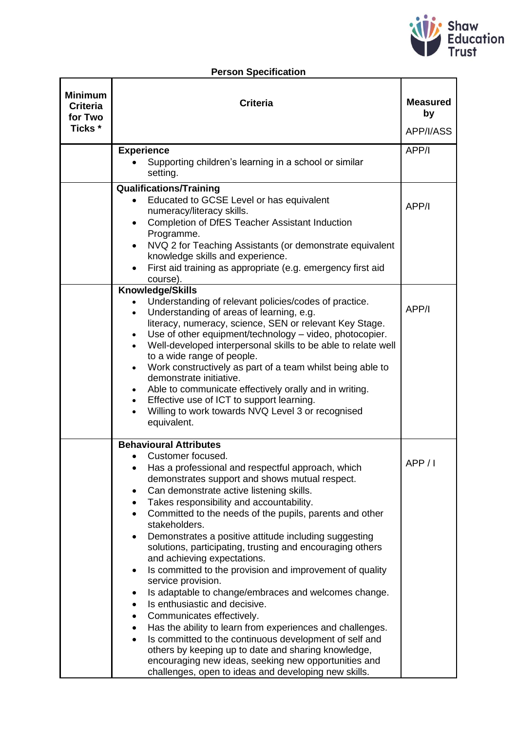## Person Specification

| Minimum Criteria for Two Ticks * | Criteria | Measured by APP/I/ASS |
|---|---|---|
| | **Experience**<br>• Supporting children's learning in a school or similar setting. | APP/I |
| | **Qualifications/Training**<br>• Educated to GCSE Level or has equivalent numeracy/literacy skills.<br>• Completion of DfES Teacher Assistant Induction Programme.<br>• NVQ 2 for Teaching Assistants (or demonstrate equivalent knowledge skills and experience.<br>• First aid training as appropriate (e.g. emergency first aid course). | APP/I |
| | **Knowledge/Skills**<br>• Understanding of relevant policies/codes of practice.<br>• Understanding of areas of learning, e.g. literacy, numeracy, science, SEN or relevant Key Stage.<br>• Use of other equipment/technology – video, photocopier.<br>• Well-developed interpersonal skills to be able to relate well to a wide range of people.<br>• Work constructively as part of a team whilst being able to demonstrate initiative.<br>• Able to communicate effectively orally and in writing.<br>• Effective use of ICT to support learning.<br>• Willing to work towards NVQ Level 3 or recognised equivalent. | APP/I |
| | **Behavioural Attributes**<br>• Customer focused.<br>• Has a professional and respectful approach, which demonstrates support and shows mutual respect.<br>• Can demonstrate active listening skills.<br>• Takes responsibility and accountability.<br>• Committed to the needs of the pupils, parents and other stakeholders.<br>• Demonstrates a positive attitude including suggesting solutions, participating, trusting and encouraging others and achieving expectations.<br>• Is committed to the provision and improvement of quality service provision.<br>• Is adaptable to change/embraces and welcomes change.<br>• Is enthusiastic and decisive.<br>• Communicates effectively.<br>• Has the ability to learn from experiences and challenges.<br>• Is committed to the continuous development of self and others by keeping up to date and sharing knowledge, encouraging new ideas, seeking new opportunities and challenges, open to ideas and developing new skills. | APP / I |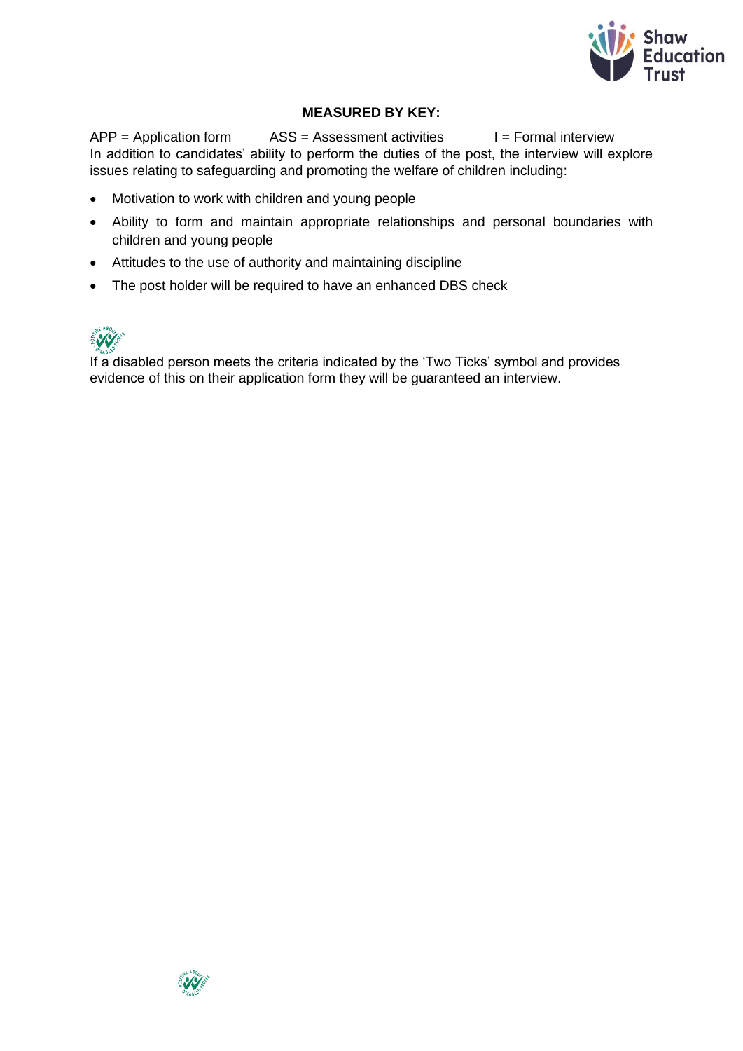**MEASURED BY KEY:**

APP = Application form    ASS = Assessment activities    I = Formal interview

In addition to candidates' ability to perform the duties of the post, the interview will explore issues relating to safeguarding and promoting the welfare of children including:

- Motivation to work with children and young people
- Ability to form and maintain appropriate relationships and personal boundaries with children and young people
- Attitudes to the use of authority and maintaining discipline
- The post holder will be required to have an enhanced DBS check

If a disabled person meets the criteria indicated by the 'Two Ticks' symbol and provides evidence of this on their application form they will be guaranteed an interview.